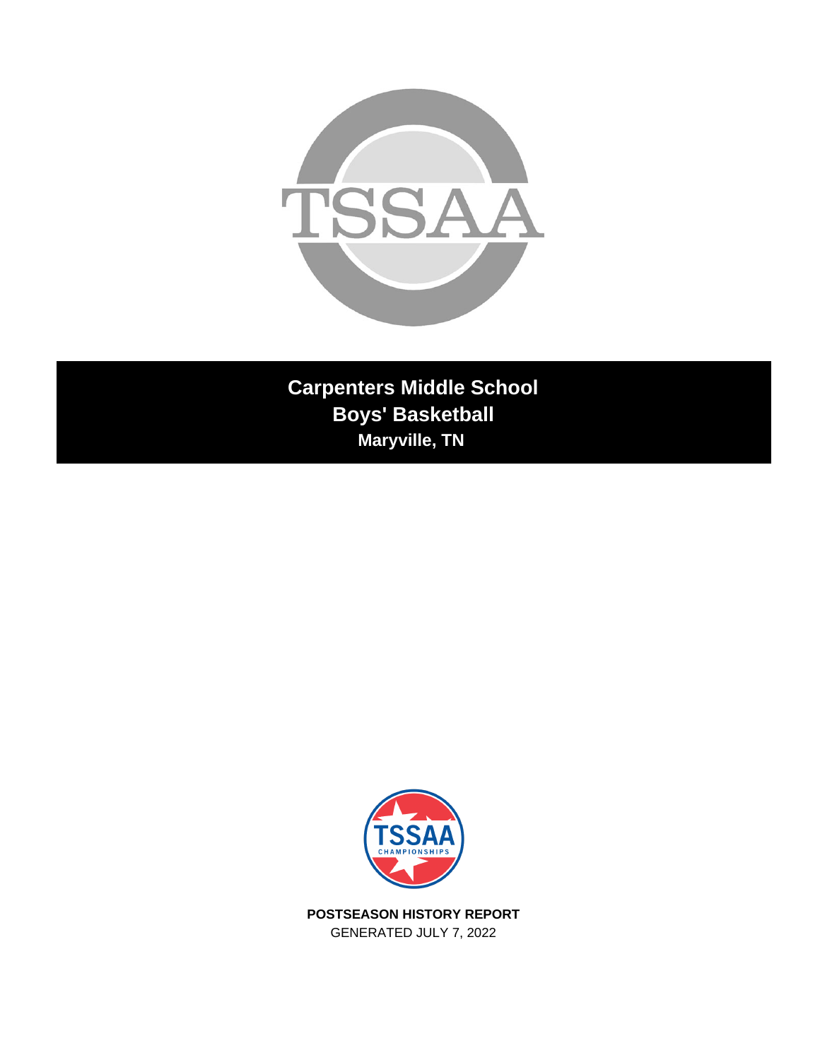# Carpenters Middle School
## Boys' Basketball
### Maryville, TN

**POSTSEASON HISTORY REPORT**
GENERATED JULY 7, 2022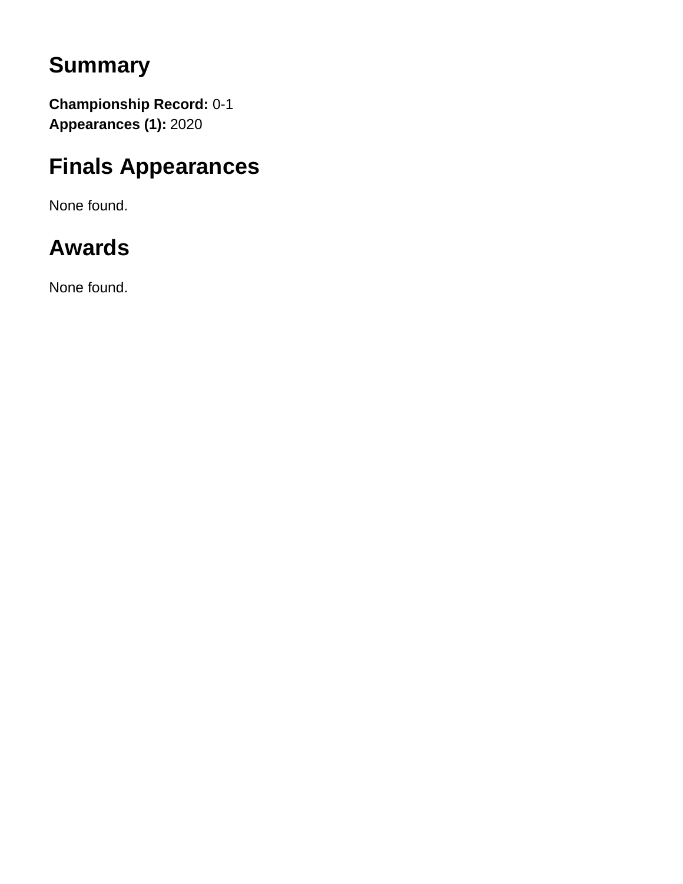## Summary

**Championship Record:** 0-1
**Appearances (1):** 2020

## Finals Appearances

None found.

## Awards

None found.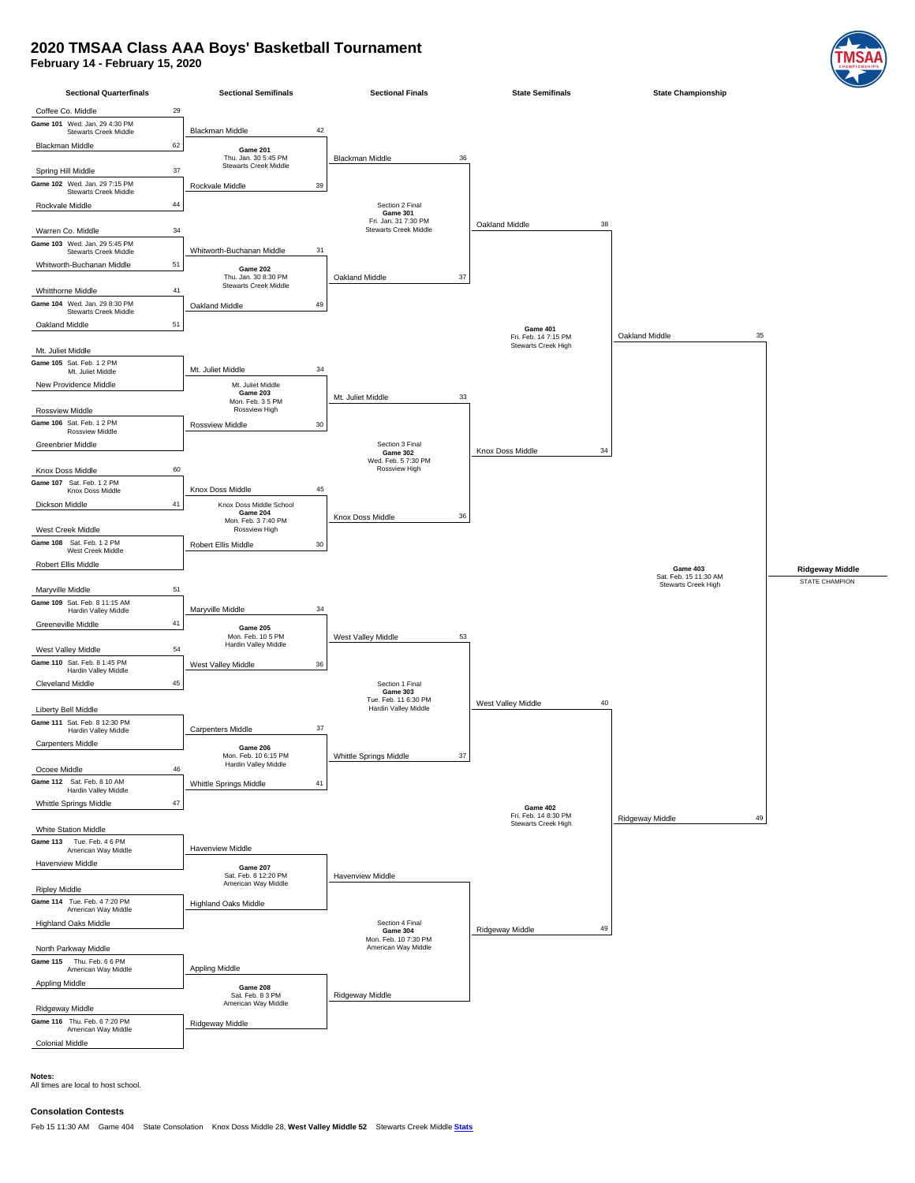# 2020 TMSAA Class AAA Boys' Basketball Tournament

**February 14 - February 15, 2020**

Sectional Quarterfinals
Sectional Semifinals
Sectional Finals
State Semifinals
State Championship

## Sectional Quarterfinals

Coffee Co. Middle 29
**Game 101** Wed. Jan. 29 4:30 PM
Stewarts Creek Middle
Blackman Middle 62

Spring Hill Middle 37
**Game 102** Wed. Jan. 29 7:15 PM
Stewarts Creek Middle
Rockvale Middle 44

Warren Co. Middle 34
**Game 103** Wed. Jan. 29 5:45 PM
Stewarts Creek Middle
Whitworth-Buchanan Middle 51

Whitthorne Middle 41
**Game 104** Wed. Jan. 29 8:30 PM
Stewarts Creek Middle
Oakland Middle 51

Mt. Juliet Middle
**Game 105** Sat. Feb. 1 2 PM
Mt. Juliet Middle
New Providence Middle

Rossview Middle
**Game 106** Sat. Feb. 1 2 PM
Rossview Middle
Greenbrier Middle

Knox Doss Middle 60
**Game 107** Sat. Feb. 1 2 PM
Knox Doss Middle
Dickson Middle 41

West Creek Middle
**Game 108** Sat. Feb. 1 2 PM
West Creek Middle
Robert Ellis Middle

Maryville Middle 51
**Game 109** Sat. Feb. 8 11:15 AM
Hardin Valley Middle
Greeneville Middle 41

West Valley Middle 54
**Game 110** Sat. Feb. 8 1:45 PM
Hardin Valley Middle
Cleveland Middle 45

Liberty Bell Middle
**Game 111** Sat. Feb. 8 12:30 PM
Hardin Valley Middle
Carpenters Middle

Ocoee Middle 46
**Game 112** Sat. Feb. 8 10 AM
Hardin Valley Middle
Whittle Springs Middle 47

White Station Middle
**Game 113** Tue. Feb. 4 6 PM
American Way Middle
Havenview Middle

Ripley Middle
**Game 114** Tue. Feb. 4 7:20 PM
American Way Middle
Highland Oaks Middle

North Parkway Middle
**Game 115** Thu. Feb. 6 6 PM
American Way Middle
Appling Middle

Ridgeway Middle
**Game 116** Thu. Feb. 6 7:20 PM
American Way Middle
Colonial Middle

## Sectional Semifinals

Blackman Middle 42
**Game 201** Thu. Jan. 30 5:45 PM
Stewarts Creek Middle
Rockvale Middle 39

Whitworth-Buchanan Middle 31
**Game 202** Thu. Jan. 30 8:30 PM
Stewarts Creek Middle
Oakland Middle 49

Mt. Juliet Middle 34
Mt. Juliet Middle
**Game 203** Mon. Feb. 3 5 PM
Rossview High
Rossview Middle 30

Knox Doss Middle 45
Knox Doss Middle School
**Game 204** Mon. Feb. 3 7:40 PM
Rossview High
Robert Ellis Middle 30

Maryville Middle 34
**Game 205** Mon. Feb. 10 5 PM
Hardin Valley Middle
West Valley Middle 36

Carpenters Middle 37
**Game 206** Mon. Feb. 10 6:15 PM
Hardin Valley Middle
Whittle Springs Middle 41

Havenview Middle
**Game 207** Sat. Feb. 8 12:20 PM
American Way Middle
Highland Oaks Middle

Appling Middle
**Game 208** Sat. Feb. 8 3 PM
American Way Middle
Ridgeway Middle

## Sectional Finals

Blackman Middle 36
Section 2 Final
**Game 301** Fri. Jan. 31 7:30 PM
Stewarts Creek Middle
Oakland Middle 37

Mt. Juliet Middle 33
Section 3 Final
**Game 302** Wed. Feb. 5 7:30 PM
Rossview High
Knox Doss Middle 36

West Valley Middle 53
Section 1 Final
**Game 303** Tue. Feb. 11 6:30 PM
Hardin Valley Middle
Whittle Springs Middle 37

Havenview Middle
Section 4 Final
**Game 304** Mon. Feb. 10 7:30 PM
American Way Middle
Ridgeway Middle

## State Semifinals

Oakland Middle 38
**Game 401** Fri. Feb. 14 7:15 PM
Stewarts Creek High
Knox Doss Middle 34

West Valley Middle 40
**Game 402** Fri. Feb. 14 8:30 PM
Stewarts Creek High
Ridgeway Middle 49

## State Championship

Oakland Middle 35
**Game 403** Sat. Feb. 15 11:30 AM
Stewarts Creek High
Ridgeway Middle 49

**Ridgeway Middle**
STATE CHAMPION

**Notes:**
All times are local to host school.

**Consolation Contests**

Feb 15 11:30 AM Game 404 State Consolation Knox Doss Middle 28, **West Valley Middle 52** Stewarts Creek Middle **Stats**